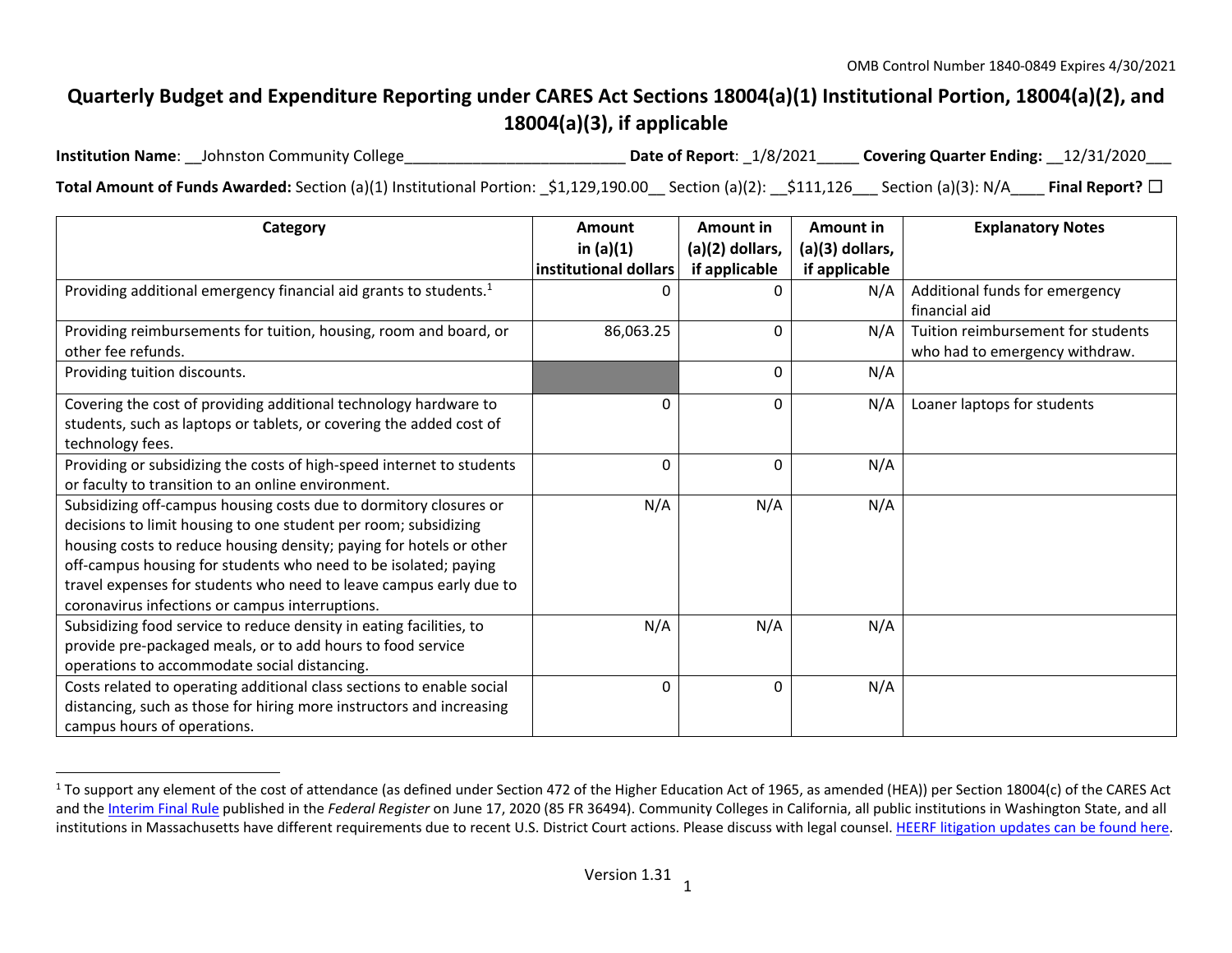OMB Control Number 1840-0849 Expires 4/30/2021

# Quarterly Budget and Expenditure Reporting under CARES Act Sections 18004(a)(1) Institutional Portion, 18004(a)(2), and 18004(a)(3), if applicable

**Institution Name**: __Johnston Community College__________________________ **Date of Report**: _1/8/2021_____ **Covering Quarter Ending:** __12/31/2020___

**Total Amount of Funds Awarded:** Section (a)(1) Institutional Portion: _$1,129,190.00__ Section (a)(2): __$111,126___ Section (a)(3): N/A____ **Final Report?** ☐

| Category | Amount in (a)(1) institutional dollars | Amount in (a)(2) dollars, if applicable | Amount in (a)(3) dollars, if applicable | Explanatory Notes |
|---|---|---|---|---|
| Providing additional emergency financial aid grants to students.[1] | 0 | 0 | N/A | Additional funds for emergency financial aid |
| Providing reimbursements for tuition, housing, room and board, or other fee refunds. | 86,063.25 | 0 | N/A | Tuition reimbursement for students who had to emergency withdraw. |
| Providing tuition discounts. | | 0 | N/A | |
| Covering the cost of providing additional technology hardware to students, such as laptops or tablets, or covering the added cost of technology fees. | 0 | 0 | N/A | Loaner laptops for students |
| Providing or subsidizing the costs of high-speed internet to students or faculty to transition to an online environment. | 0 | 0 | N/A | |
| Subsidizing off-campus housing costs due to dormitory closures or decisions to limit housing to one student per room; subsidizing housing costs to reduce housing density; paying for hotels or other off-campus housing for students who need to be isolated; paying travel expenses for students who need to leave campus early due to coronavirus infections or campus interruptions. | N/A | N/A | N/A | |
| Subsidizing food service to reduce density in eating facilities, to provide pre-packaged meals, or to add hours to food service operations to accommodate social distancing. | N/A | N/A | N/A | |
| Costs related to operating additional class sections to enable social distancing, such as those for hiring more instructors and increasing campus hours of operations. | 0 | 0 | N/A | |

[1] To support any element of the cost of attendance (as defined under Section 472 of the Higher Education Act of 1965, as amended (HEA)) per Section 18004(c) of the CARES Act and the Interim Final Rule published in the *Federal Register* on June 17, 2020 (85 FR 36494). Community Colleges in California, all public institutions in Washington State, and all institutions in Massachusetts have different requirements due to recent U.S. District Court actions. Please discuss with legal counsel. HEERF litigation updates can be found here.

Version 1.31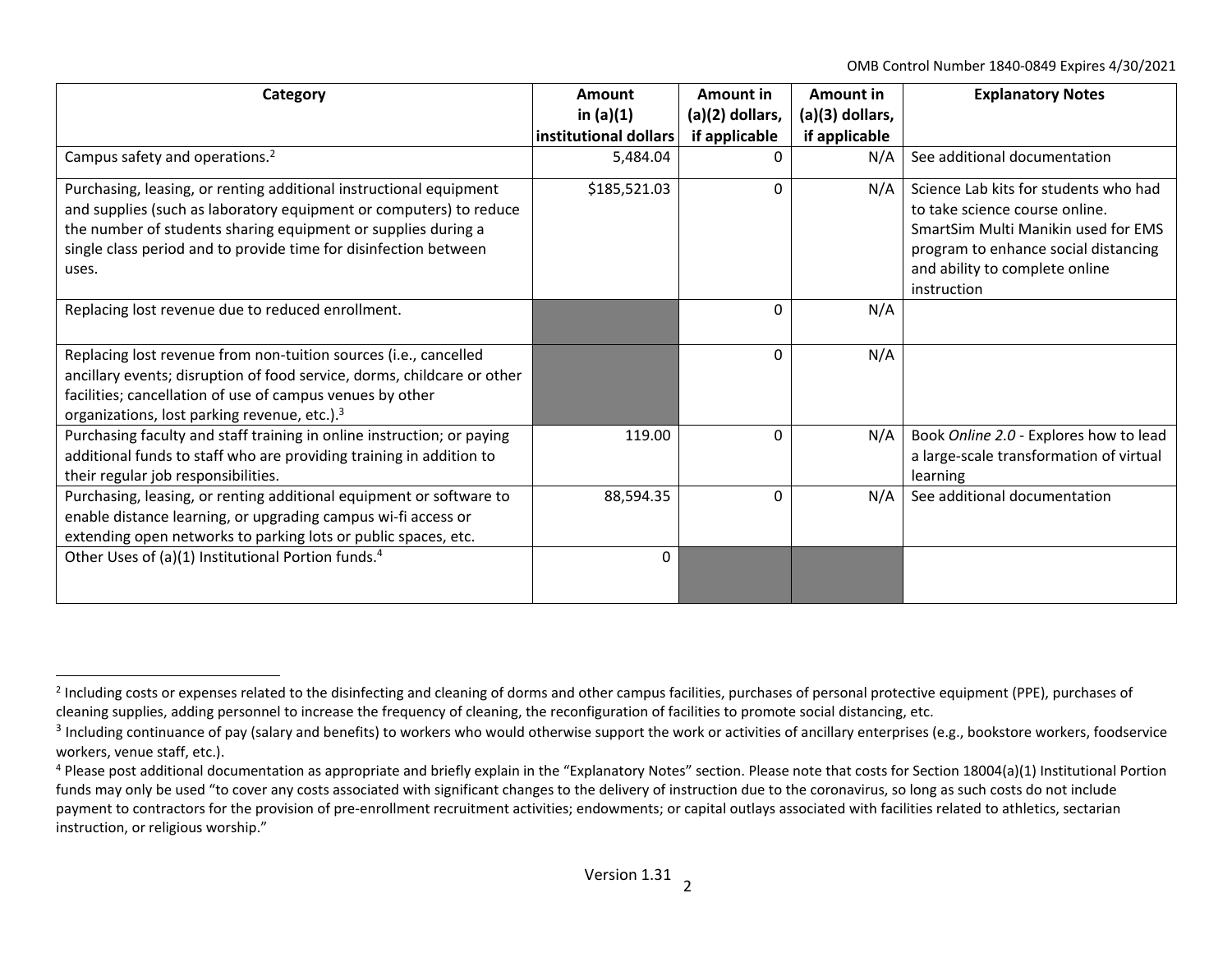| Category | Amount in (a)(1) institutional dollars | Amount in (a)(2) dollars, if applicable | Amount in (a)(3) dollars, if applicable | Explanatory Notes |
|---|---|---|---|---|
| Campus safety and operations.[2] | 5,484.04 | 0 | N/A | See additional documentation |
| Purchasing, leasing, or renting additional instructional equipment and supplies (such as laboratory equipment or computers) to reduce the number of students sharing equipment or supplies during a single class period and to provide time for disinfection between uses. | $185,521.03 | 0 | N/A | Science Lab kits for students who had to take science course online. SmartSim Multi Manikin used for EMS program to enhance social distancing and ability to complete online instruction |
| Replacing lost revenue due to reduced enrollment. | | 0 | N/A | |
| Replacing lost revenue from non-tuition sources (i.e., cancelled ancillary events; disruption of food service, dorms, childcare or other facilities; cancellation of use of campus venues by other organizations, lost parking revenue, etc.).[3] | | 0 | N/A | |
| Purchasing faculty and staff training in online instruction; or paying additional funds to staff who are providing training in addition to their regular job responsibilities. | 119.00 | 0 | N/A | Book *Online 2.0* - Explores how to lead a large-scale transformation of virtual learning |
| Purchasing, leasing, or renting additional equipment or software to enable distance learning, or upgrading campus wi-fi access or extending open networks to parking lots or public spaces, etc. | 88,594.35 | 0 | N/A | See additional documentation |
| Other Uses of (a)(1) Institutional Portion funds.[4] | 0 | | | |

[2] Including costs or expenses related to the disinfecting and cleaning of dorms and other campus facilities, purchases of personal protective equipment (PPE), purchases of cleaning supplies, adding personnel to increase the frequency of cleaning, the reconfiguration of facilities to promote social distancing, etc.

[3] Including continuance of pay (salary and benefits) to workers who would otherwise support the work or activities of ancillary enterprises (e.g., bookstore workers, foodservice workers, venue staff, etc.).

[4] Please post additional documentation as appropriate and briefly explain in the "Explanatory Notes" section. Please note that costs for Section 18004(a)(1) Institutional Portion funds may only be used "to cover any costs associated with significant changes to the delivery of instruction due to the coronavirus, so long as such costs do not include payment to contractors for the provision of pre-enrollment recruitment activities; endowments; or capital outlays associated with facilities related to athletics, sectarian instruction, or religious worship."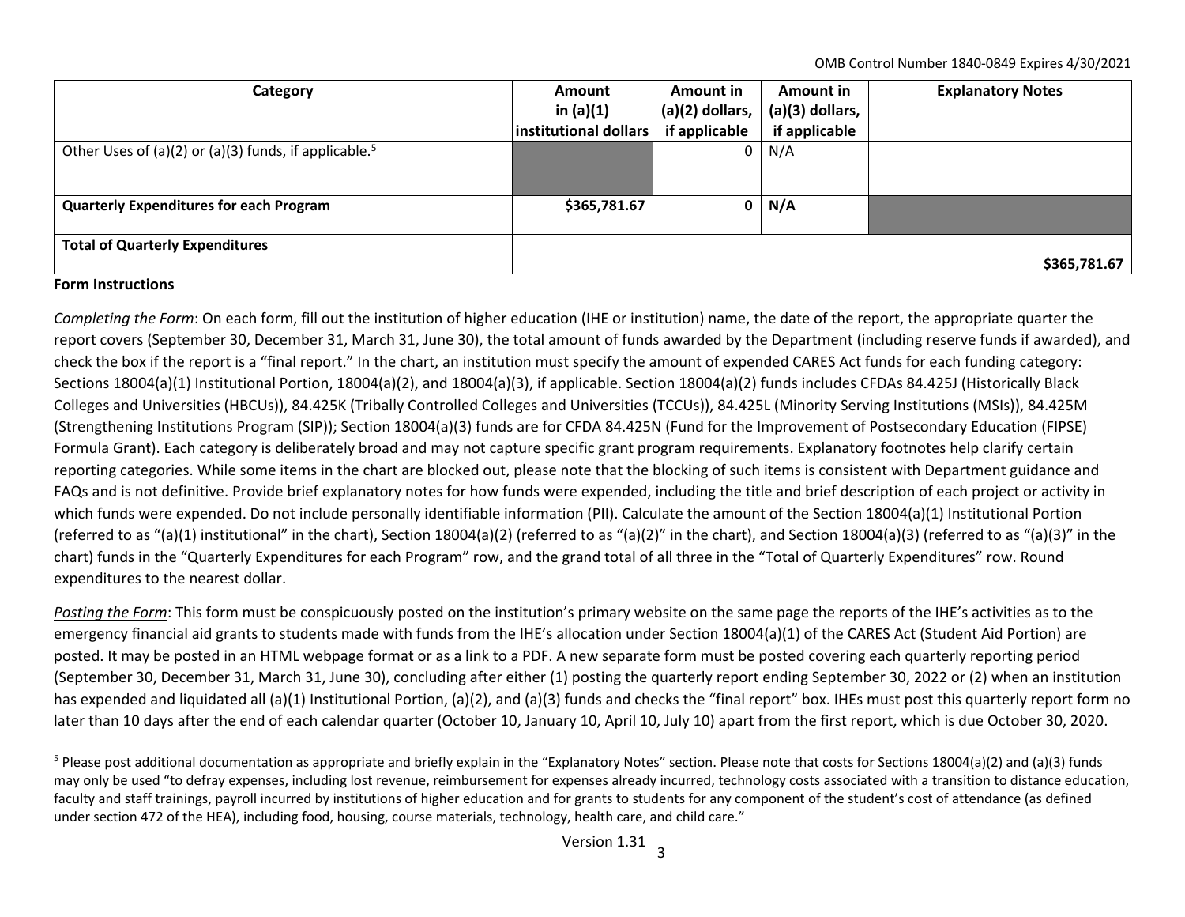| Category | Amount in (a)(1) institutional dollars | Amount in (a)(2) dollars, if applicable | Amount in (a)(3) dollars, if applicable | Explanatory Notes |
|---|---|---|---|---|
| Other Uses of (a)(2) or (a)(3) funds, if applicable.[5] | | 0 | N/A | |
| **Quarterly Expenditures for each Program** | **$365,781.67** | **0** | **N/A** | |
| **Total of Quarterly Expenditures** | | | | **$365,781.67** |

**Form Instructions**

*Completing the Form*: On each form, fill out the institution of higher education (IHE or institution) name, the date of the report, the appropriate quarter the report covers (September 30, December 31, March 31, June 30), the total amount of funds awarded by the Department (including reserve funds if awarded), and check the box if the report is a "final report." In the chart, an institution must specify the amount of expended CARES Act funds for each funding category: Sections 18004(a)(1) Institutional Portion, 18004(a)(2), and 18004(a)(3), if applicable. Section 18004(a)(2) funds includes CFDAs 84.425J (Historically Black Colleges and Universities (HBCUs)), 84.425K (Tribally Controlled Colleges and Universities (TCCUs)), 84.425L (Minority Serving Institutions (MSIs)), 84.425M (Strengthening Institutions Program (SIP)); Section 18004(a)(3) funds are for CFDA 84.425N (Fund for the Improvement of Postsecondary Education (FIPSE) Formula Grant). Each category is deliberately broad and may not capture specific grant program requirements. Explanatory footnotes help clarify certain reporting categories. While some items in the chart are blocked out, please note that the blocking of such items is consistent with Department guidance and FAQs and is not definitive. Provide brief explanatory notes for how funds were expended, including the title and brief description of each project or activity in which funds were expended. Do not include personally identifiable information (PII). Calculate the amount of the Section 18004(a)(1) Institutional Portion (referred to as "(a)(1) institutional" in the chart), Section 18004(a)(2) (referred to as "(a)(2)" in the chart), and Section 18004(a)(3) (referred to as "(a)(3)" in the chart) funds in the "Quarterly Expenditures for each Program" row, and the grand total of all three in the "Total of Quarterly Expenditures" row. Round expenditures to the nearest dollar.

*Posting the Form*: This form must be conspicuously posted on the institution's primary website on the same page the reports of the IHE's activities as to the emergency financial aid grants to students made with funds from the IHE's allocation under Section 18004(a)(1) of the CARES Act (Student Aid Portion) are posted. It may be posted in an HTML webpage format or as a link to a PDF. A new separate form must be posted covering each quarterly reporting period (September 30, December 31, March 31, June 30), concluding after either (1) posting the quarterly report ending September 30, 2022 or (2) when an institution has expended and liquidated all (a)(1) Institutional Portion, (a)(2), and (a)(3) funds and checks the "final report" box. IHEs must post this quarterly report form no later than 10 days after the end of each calendar quarter (October 10, January 10, April 10, July 10) apart from the first report, which is due October 30, 2020.

[5] Please post additional documentation as appropriate and briefly explain in the "Explanatory Notes" section. Please note that costs for Sections 18004(a)(2) and (a)(3) funds may only be used "to defray expenses, including lost revenue, reimbursement for expenses already incurred, technology costs associated with a transition to distance education, faculty and staff trainings, payroll incurred by institutions of higher education and for grants to students for any component of the student's cost of attendance (as defined under section 472 of the HEA), including food, housing, course materials, technology, health care, and child care."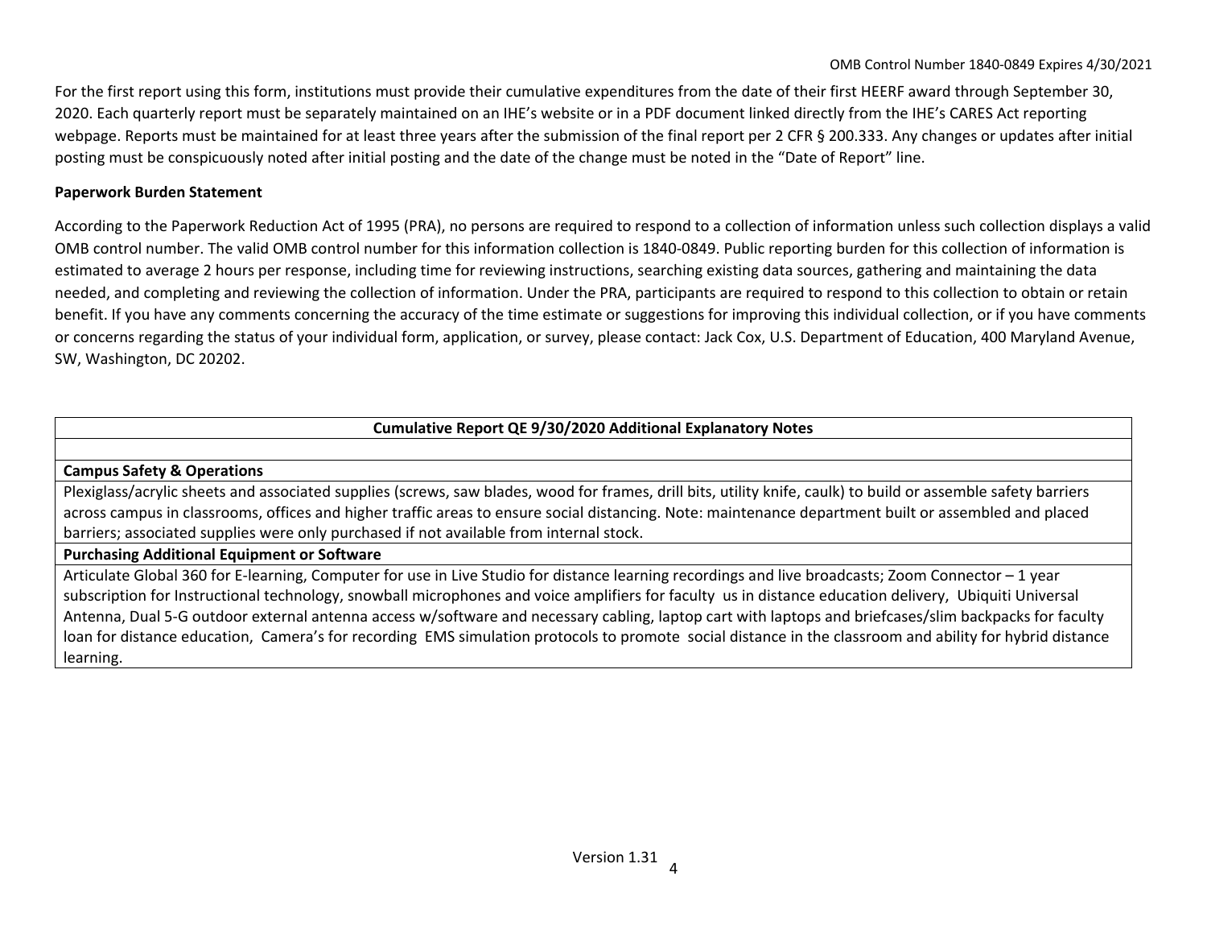For the first report using this form, institutions must provide their cumulative expenditures from the date of their first HEERF award through September 30, 2020. Each quarterly report must be separately maintained on an IHE's website or in a PDF document linked directly from the IHE's CARES Act reporting webpage. Reports must be maintained for at least three years after the submission of the final report per 2 CFR § 200.333. Any changes or updates after initial posting must be conspicuously noted after initial posting and the date of the change must be noted in the "Date of Report" line.

**Paperwork Burden Statement**

According to the Paperwork Reduction Act of 1995 (PRA), no persons are required to respond to a collection of information unless such collection displays a valid OMB control number. The valid OMB control number for this information collection is 1840-0849. Public reporting burden for this collection of information is estimated to average 2 hours per response, including time for reviewing instructions, searching existing data sources, gathering and maintaining the data needed, and completing and reviewing the collection of information. Under the PRA, participants are required to respond to this collection to obtain or retain benefit. If you have any comments concerning the accuracy of the time estimate or suggestions for improving this individual collection, or if you have comments or concerns regarding the status of your individual form, application, or survey, please contact: Jack Cox, U.S. Department of Education, 400 Maryland Avenue, SW, Washington, DC 20202.

| **Cumulative Report QE 9/30/2020 Additional Explanatory Notes** |
|---|
| |
| **Campus Safety & Operations** |
| Plexiglass/acrylic sheets and associated supplies (screws, saw blades, wood for frames, drill bits, utility knife, caulk) to build or assemble safety barriers across campus in classrooms, offices and higher traffic areas to ensure social distancing. Note: maintenance department built or assembled and placed barriers; associated supplies were only purchased if not available from internal stock. |
| **Purchasing Additional Equipment or Software** |
| Articulate Global 360 for E-learning, Computer for use in Live Studio for distance learning recordings and live broadcasts; Zoom Connector – 1 year subscription for Instructional technology, snowball microphones and voice amplifiers for faculty us in distance education delivery, Ubiquiti Universal Antenna, Dual 5-G outdoor external antenna access w/software and necessary cabling, laptop cart with laptops and briefcases/slim backpacks for faculty loan for distance education, Camera's for recording EMS simulation protocols to promote social distance in the classroom and ability for hybrid distance learning. |